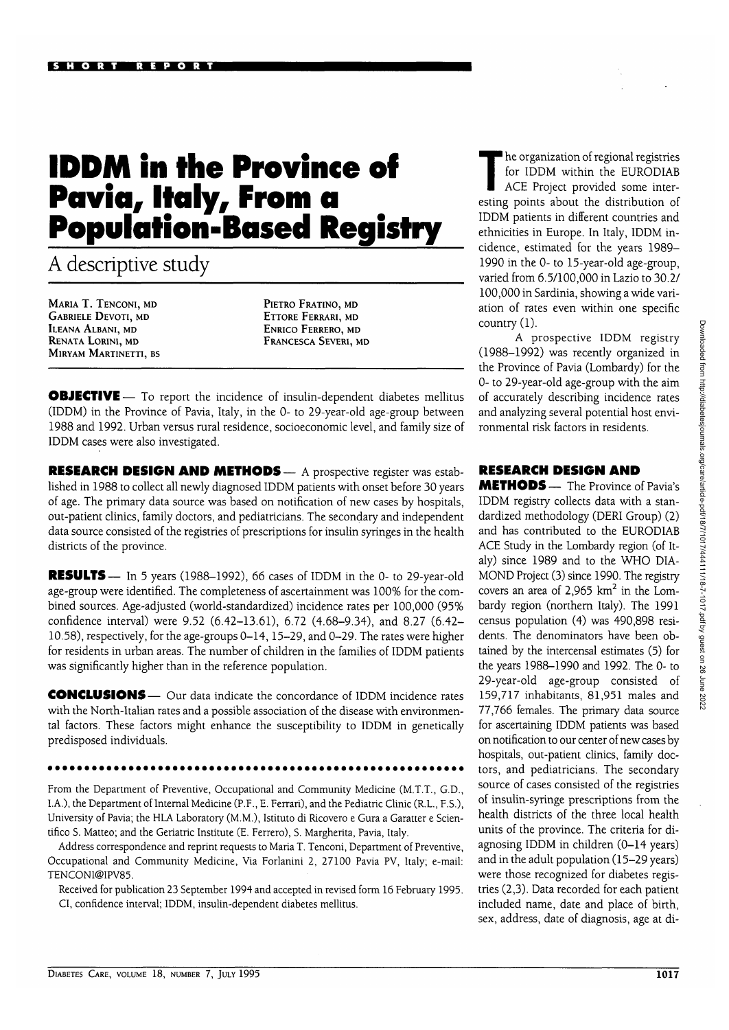SHORT REPORT

# IDDM in the Province of Pavia, Italy, From a Population-Based Registry

## A descriptive study

MARIA T. TENCONI, MD
GABRIELE DEVOTI, MD
ILEANA ALBANI, MD
RENATA LORINI, MD
MIRYAM MARTINETTI, BS
PIETRO FRATINO, MD
ETTORE FERRARI, MD
ENRICO FERRERO, MD
FRANCESCA SEVERI, MD

**OBJECTIVE** — To report the incidence of insulin-dependent diabetes mellitus (IDDM) in the Province of Pavia, Italy, in the 0- to 29-year-old age-group between 1988 and 1992. Urban versus rural residence, socioeconomic level, and family size of IDDM cases were also investigated.

**RESEARCH DESIGN AND METHODS** — A prospective register was established in 1988 to collect all newly diagnosed IDDM patients with onset before 30 years of age. The primary data source was based on notification of new cases by hospitals, out-patient clinics, family doctors, and pediatricians. The secondary and independent data source consisted of the registries of prescriptions for insulin syringes in the health districts of the province.

**RESULTS** — In 5 years (1988–1992), 66 cases of IDDM in the 0- to 29-year-old age-group were identified. The completeness of ascertainment was 100% for the combined sources. Age-adjusted (world-standardized) incidence rates per 100,000 (95% confidence interval) were 9.52 (6.42–13.61), 6.72 (4.68–9.34), and 8.27 (6.42–10.58), respectively, for the age-groups 0–14, 15–29, and 0–29. The rates were higher for residents in urban areas. The number of children in the families of IDDM patients was significantly higher than in the reference population.

**CONCLUSIONS** — Our data indicate the concordance of IDDM incidence rates with the North-Italian rates and a possible association of the disease with environmental factors. These factors might enhance the susceptibility to IDDM in genetically predisposed individuals.

From the Department of Preventive, Occupational and Community Medicine (M.T.T., G.D., I.A.), the Department of Internal Medicine (P.F., E. Ferrari), and the Pediatric Clinic (R.L., F.S.), University of Pavia; the HLA Laboratory (M.M.), Istituto di Ricovero e Cura a Carattere Scientifico S. Matteo; and the Geriatric Institute (E. Ferrero), S. Margherita, Pavia, Italy.

Address correspondence and reprint requests to Maria T. Tenconi, Department of Preventive, Occupational and Community Medicine, Via Forlanini 2, 27100 Pavia PV, Italy; e-mail: TENCONI@IPV85.

Received for publication 23 September 1994 and accepted in revised form 16 February 1995.

CI, confidence interval; IDDM, insulin-dependent diabetes mellitus.

The organization of regional registries for IDDM within the EURODIAB ACE Project provided some interesting points about the distribution of IDDM patients in different countries and ethnicities in Europe. In Italy, IDDM incidence, estimated for the years 1989–1990 in the 0- to 15-year-old age-group, varied from 6.5/100,000 in Lazio to 30.2/100,000 in Sardinia, showing a wide variation of rates even within one specific country (1).

A prospective IDDM registry (1988–1992) was recently organized in the Province of Pavia (Lombardy) for the 0- to 29-year-old age-group with the aim of accurately describing incidence rates and analyzing several potential host environmental risk factors in residents.

## RESEARCH DESIGN AND METHODS

The Province of Pavia's IDDM registry collects data with a standardized methodology (DERI Group) (2) and has contributed to the EURODIAB ACE Study in the Lombardy region (of Italy) since 1989 and to the WHO DIAMOND Project (3) since 1990. The registry covers an area of 2,965 km$^2$ in the Lombardy region (northern Italy). The 1991 census population (4) was 490,898 residents. The denominators have been obtained by the intercensal estimates (5) for the years 1988–1990 and 1992. The 0- to 29-year-old age-group consisted of 159,717 inhabitants, 81,951 males and 77,766 females. The primary data source for ascertaining IDDM patients was based on notification to our center of new cases by hospitals, out-patient clinics, family doctors, and pediatricians. The secondary source of cases consisted of the registries of insulin-syringe prescriptions from the health districts of the three local health units of the province. The criteria for diagnosing IDDM in children (0–14 years) and in the adult population (15–29 years) were those recognized for diabetes registries (2,3). Data recorded for each patient included name, date and place of birth, sex, address, date of diagnosis, age at di-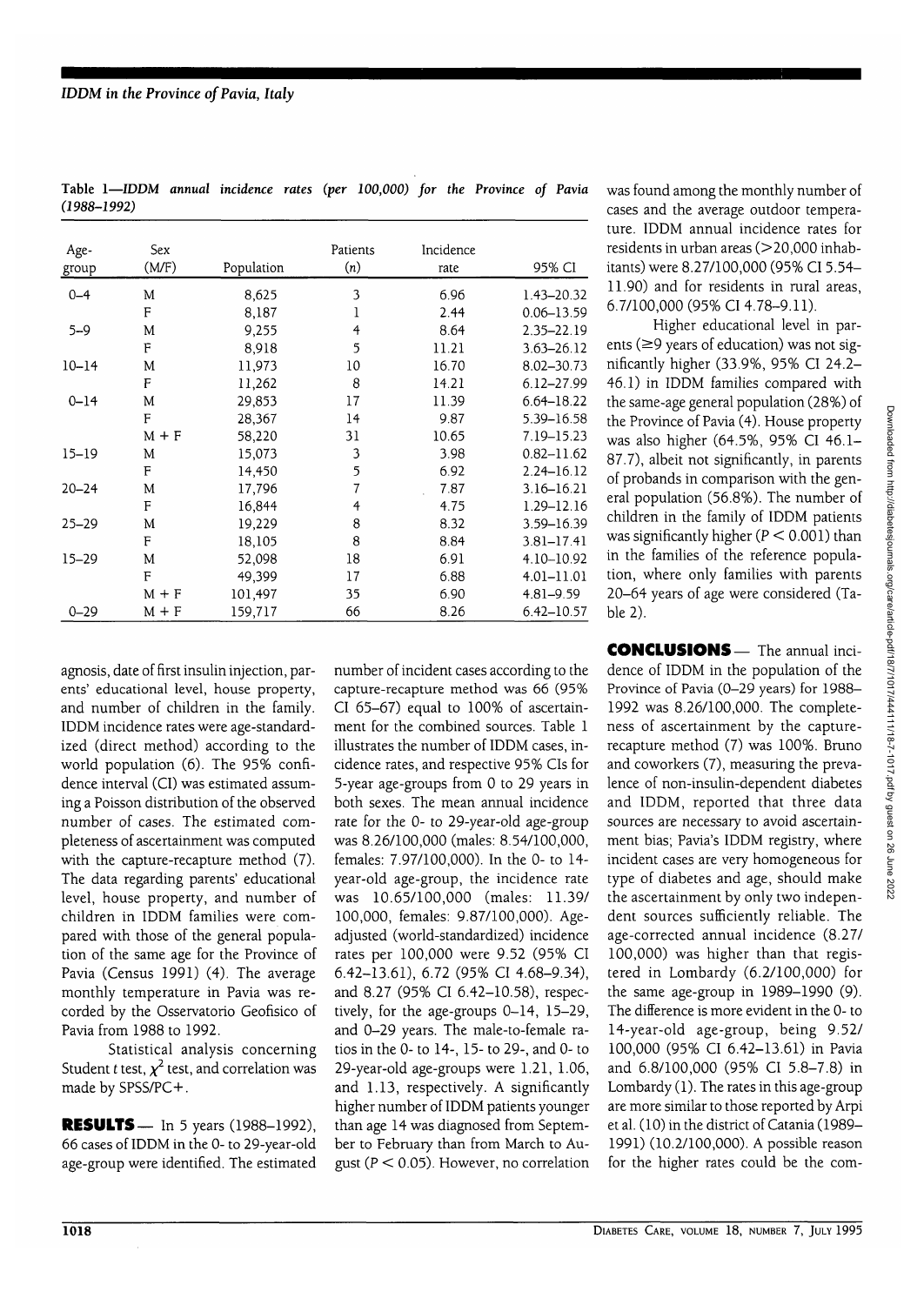Table 1—*IDDM annual incidence rates (per 100,000) for the Province of Pavia (1988–1992)*

| Age-group | Sex (M/F) | Population | Patients (n) | Incidence rate | 95% CI |
|---|---|---|---|---|---|
| 0–4 | M | 8,625 | 3 | 6.96 | 1.43–20.32 |
| | F | 8,187 | 1 | 2.44 | 0.06–13.59 |
| 5–9 | M | 9,255 | 4 | 8.64 | 2.35–22.19 |
| | F | 8,918 | 5 | 11.21 | 3.63–26.12 |
| 10–14 | M | 11,973 | 10 | 16.70 | 8.02–30.73 |
| | F | 11,262 | 8 | 14.21 | 6.12–27.99 |
| 0–14 | M | 29,853 | 17 | 11.39 | 6.64–18.22 |
| | F | 28,367 | 14 | 9.87 | 5.39–16.58 |
| | M + F | 58,220 | 31 | 10.65 | 7.19–15.23 |
| 15–19 | M | 15,073 | 3 | 3.98 | 0.82–11.62 |
| | F | 14,450 | 5 | 6.92 | 2.24–16.12 |
| 20–24 | M | 17,796 | 7 | 7.87 | 3.16–16.21 |
| | F | 16,844 | 4 | 4.75 | 1.29–12.16 |
| 25–29 | M | 19,229 | 8 | 8.32 | 3.59–16.39 |
| | F | 18,105 | 8 | 8.84 | 3.81–17.41 |
| 15–29 | M | 52,098 | 18 | 6.91 | 4.10–10.92 |
| | F | 49,399 | 17 | 6.88 | 4.01–11.01 |
| | M + F | 101,497 | 35 | 6.90 | 4.81–9.59 |
| 0–29 | M + F | 159,717 | 66 | 8.26 | 6.42–10.57 |

agnosis, date of first insulin injection, parents' educational level, house property, and number of children in the family. IDDM incidence rates were age-standardized (direct method) according to the world population (6). The 95% confidence interval (CI) was estimated assuming a Poisson distribution of the observed number of cases. The estimated completeness of ascertainment was computed with the capture-recapture method (7). The data regarding parents' educational level, house property, and number of children in IDDM families were compared with those of the general population of the same age for the Province of Pavia (Census 1991) (4). The average monthly temperature in Pavia was recorded by the Osservatorio Geofisico of Pavia from 1988 to 1992.

Statistical analysis concerning Student *t* test, $\chi^2$ test, and correlation was made by SPSS/PC+.

**RESULTS**— In 5 years (1988–1992), 66 cases of IDDM in the 0- to 29-year-old age-group were identified. The estimated number of incident cases according to the capture-recapture method was 66 (95% CI 65–67) equal to 100% of ascertainment for the combined sources. Table 1 illustrates the number of IDDM cases, incidence rates, and respective 95% CIs for 5-year age-groups from 0 to 29 years in both sexes. The mean annual incidence rate for the 0- to 29-year-old age-group was 8.26/100,000 (males: 8.54/100,000, females: 7.97/100,000). In the 0- to 14-year-old age-group, the incidence rate was 10.65/100,000 (males: 11.39/100,000, females: 9.87/100,000). Age-adjusted (world-standardized) incidence rates per 100,000 were 9.52 (95% CI 6.42–13.61), 6.72 (95% CI 4.68–9.34), and 8.27 (95% CI 6.42–10.58), respectively, for the age-groups 0–14, 15–29, and 0–29 years. The male-to-female ratios in the 0- to 14-, 15- to 29-, and 0- to 29-year-old age-groups were 1.21, 1.06, and 1.13, respectively. A significantly higher number of IDDM patients younger than age 14 was diagnosed from September to February than from March to August ($P < 0.05$). However, no correlation was found among the monthly number of cases and the average outdoor temperature. IDDM annual incidence rates for residents in urban areas (>20,000 inhabitants) were 8.27/100,000 (95% CI 5.54–11.90) and for residents in rural areas, 6.7/100,000 (95% CI 4.78–9.11).

Higher educational level in parents (≥9 years of education) was not significantly higher (33.9%, 95% CI 24.2–46.1) in IDDM families compared with the same-age general population (28%) of the Province of Pavia (4). House property was also higher (64.5%, 95% CI 46.1–87.7), albeit not significantly, in parents of probands in comparison with the general population (56.8%). The number of children in the family of IDDM patients was significantly higher ($P < 0.001$) than in the families of the reference population, where only families with parents 20–64 years of age were considered (Table 2).

**CONCLUSIONS**— The annual incidence of IDDM in the population of the Province of Pavia (0–29 years) for 1988–1992 was 8.26/100,000. The completeness of ascertainment by the capture-recapture method (7) was 100%. Bruno and coworkers (7), measuring the prevalence of non-insulin-dependent diabetes and IDDM, reported that three data sources are necessary to avoid ascertainment bias; Pavia's IDDM registry, where incident cases are very homogeneous for type of diabetes and age, should make the ascertainment by only two independent sources sufficiently reliable. The age-corrected annual incidence (8.27/100,000) was higher than that registered in Lombardy (6.2/100,000) for the same age-group in 1989–1990 (9). The difference is more evident in the 0- to 14-year-old age-group, being 9.52/100,000 (95% CI 6.42–13.61) in Pavia and 6.8/100,000 (95% CI 5.8–7.8) in Lombardy (1). The rates in this age-group are more similar to those reported by Arpi et al. (10) in the district of Catania (1989–1991) (10.2/100,000). A possible reason for the higher rates could be the com-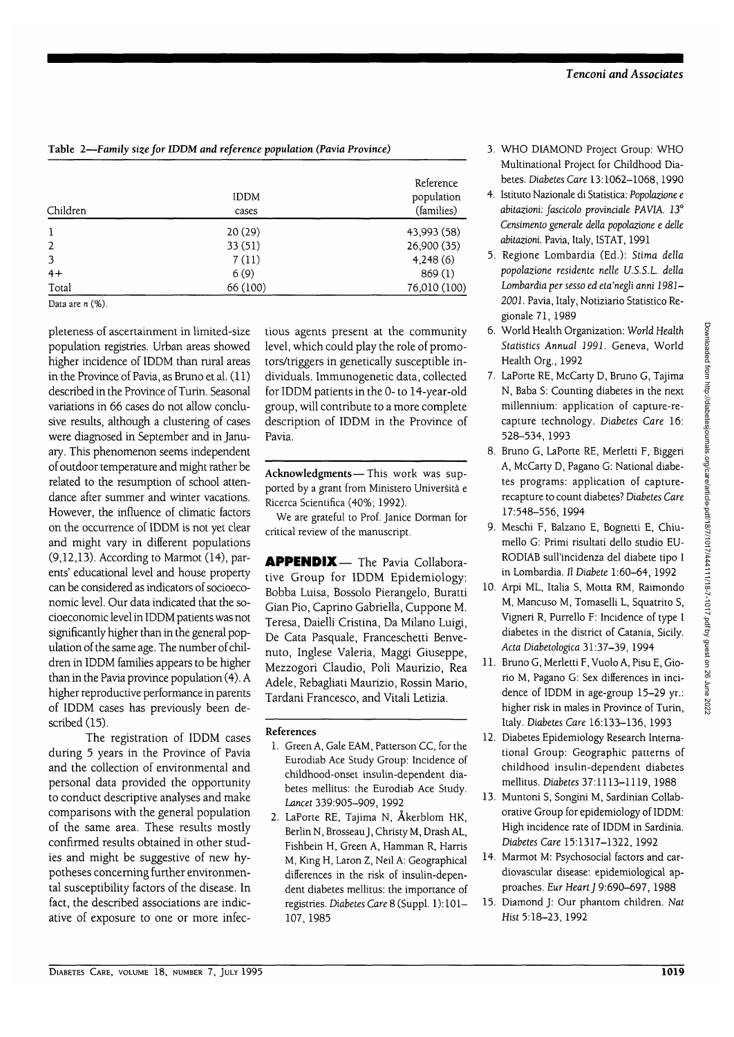Table 2—*Family size for IDDM and reference population (Pavia Province)*

| Children | IDDM cases | Reference population (families) |
|---|---|---|
| 1 | 20 (29) | 43,993 (58) |
| 2 | 33 (51) | 26,900 (35) |
| 3 | 7 (11) | 4,248 (6) |
| 4+ | 6 (9) | 869 (1) |
| Total | 66 (100) | 76,010 (100) |

Data are *n* (%).

pleteness of ascertainment in limited-size population registries. Urban areas showed higher incidence of IDDM than rural areas in the Province of Pavia, as Bruno et al. (11) described in the Province of Turin. Seasonal variations in 66 cases do not allow conclusive results, although a clustering of cases were diagnosed in September and in January. This phenomenon seems independent of outdoor temperature and might rather be related to the resumption of school attendance after summer and winter vacations. However, the influence of climatic factors on the occurrence of IDDM is not yet clear and might vary in different populations (9,12,13). According to Marmot (14), parents' educational level and house property can be considered as indicators of socioeconomic level. Our data indicated that the socioeconomic level in IDDM patients was not significantly higher than in the general population of the same age. The number of children in IDDM families appears to be higher than in the Pavia province population (4). A higher reproductive performance in parents of IDDM cases has previously been described (15).

The registration of IDDM cases during 5 years in the Province of Pavia and the collection of environmental and personal data provided the opportunity to conduct descriptive analyses and make comparisons with the general population of the same area. These results mostly confirmed results obtained in other studies and might be suggestive of new hypotheses concerning further environmental susceptibility factors of the disease. In fact, the described associations are indicative of exposure to one or more infectious agents present at the community level, which could play the role of promotors/triggers in genetically susceptible individuals. Immunogenetic data, collected for IDDM patients in the 0- to 14-year-old group, will contribute to a more complete description of IDDM in the Province of Pavia.

**Acknowledgments**— This work was supported by a grant from Ministero Università e Ricerca Scientifica (40%; 1992).

We are grateful to Prof. Janice Dorman for critical review of the manuscript.

**APPENDIX**— The Pavia Collaborative Group for IDDM Epidemiology: Bobba Luisa, Bossolo Pierangelo, Buratti Gian Pio, Caprino Gabriella, Cuppone M. Teresa, Daielli Cristina, Da Milano Luigi, De Cata Pasquale, Franceschetti Benvenuto, Inglese Valeria, Maggi Giuseppe, Mezzogori Claudio, Poli Maurizio, Rea Adele, Rebagliati Maurizio, Rossin Mario, Tardani Francesco, and Vitali Letizia.

## References

1. Green A, Gale EAM, Patterson CC, for the Eurodiab Ace Study Group: Incidence of childhood-onset insulin-dependent diabetes mellitus: the Eurodiab Ace Study. *Lancet* 339:905–909, 1992
2. LaPorte RE, Tajima N, Åkerblom HK, Berlin N, Brosseau J, Christy M, Drash AL, Fishbein H, Green A, Hamman R, Harris M, King H, Laron Z, Neil A: Geographical differences in the risk of insulin-dependent diabetes mellitus: the importance of registries. *Diabetes Care* 8 (Suppl. 1):101–107, 1985
3. WHO DIAMOND Project Group: WHO Multinational Project for Childhood Diabetes. *Diabetes Care* 13:1062–1068, 1990
4. Istituto Nazionale di Statistica: *Popolazione e abitazioni: fascicolo provinciale PAVIA. 13° Censimento generale della popolazione e delle abitazioni.* Pavia, Italy, ISTAT, 1991
5. Regione Lombardia (Ed.): *Stima della popolazione residente nelle U.S.S.L. della Lombardia per sesso ed eta'negli anni 1981–2001.* Pavia, Italy, Notiziario Statistico Regionale 71, 1989
6. World Health Organization: *World Health Statistics Annual 1991.* Geneva, World Health Org., 1992
7. LaPorte RE, McCarty D, Bruno G, Tajima N, Baba S: Counting diabetes in the next millennium: application of capture-recapture technology. *Diabetes Care* 16: 528–534, 1993
8. Bruno G, LaPorte RE, Merletti F, Biggeri A, McCarty D, Pagano G: National diabetes programs: application of capture-recapture to count diabetes? *Diabetes Care* 17:548–556, 1994
9. Meschi F, Balzano E, Bognetti E, Chiumello G: Primi risultati dello studio EURODIAB sull'incidenza del diabete tipo I in Lombardia. *Il Diabete* 1:60–64, 1992
10. Arpi ML, Italia S, Motta RM, Raimondo M, Mancuso M, Tomaselli L, Squatrito S, Vigneri R, Purrello F: Incidence of type I diabetes in the district of Catania, Sicily. *Acta Diabetologica* 31:37–39, 1994
11. Bruno G, Merletti F, Vuolo A, Pisu E, Giorio M, Pagano G: Sex differences in incidence of IDDM in age-group 15–29 yr.: higher risk in males in Province of Turin, Italy. *Diabetes Care* 16:133–136, 1993
12. Diabetes Epidemiology Research International Group: Geographic patterns of childhood insulin-dependent diabetes mellitus. *Diabetes* 37:1113–1119, 1988
13. Muntoni S, Songini M, Sardinian Collaborative Group for epidemiology of IDDM: High incidence rate of IDDM in Sardinia. *Diabetes Care* 15:1317–1322, 1992
14. Marmot M: Psychosocial factors and cardiovascular disease: epidemiological approaches. *Eur Heart J* 9:690–697, 1988
15. Diamond J: Our phantom children. *Nat Hist* 5:18–23, 1992